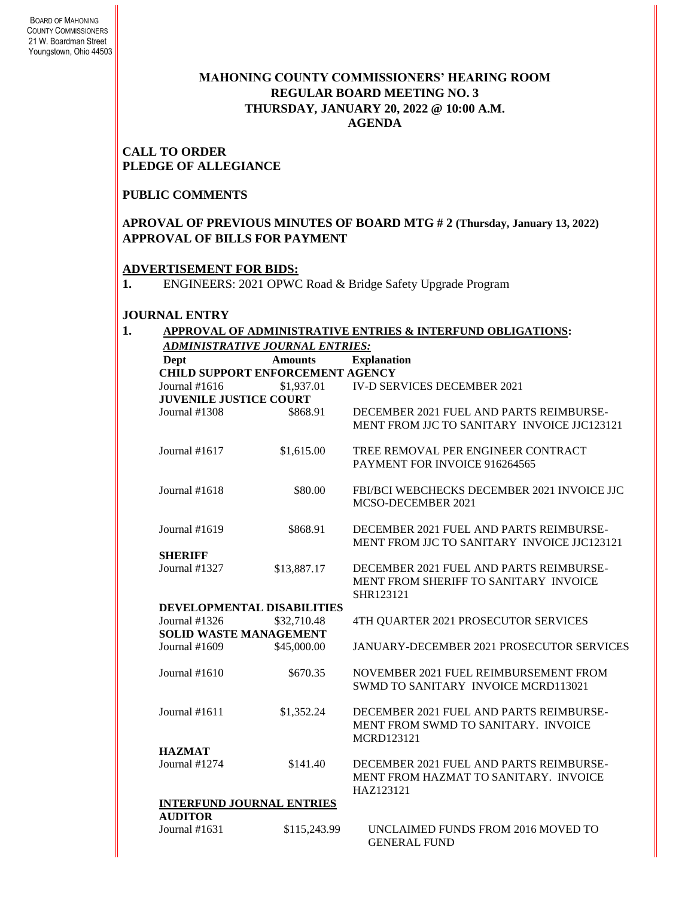BOARD OF MAHONING COUNTY COMMISSIONERS
21 W. Boardman Street
Youngstown, Ohio 44503

# MAHONING COUNTY COMMISSIONERS' HEARING ROOM
## REGULAR BOARD MEETING NO. 3
## THURSDAY, JANUARY 20, 2022 @ 10:00 A.M.
## AGENDA

**CALL TO ORDER**
**PLEDGE OF ALLEGIANCE**

**PUBLIC COMMENTS**

**APROVAL OF PREVIOUS MINUTES OF BOARD MTG # 2 (Thursday, January 13, 2022)**
**APPROVAL OF BILLS FOR PAYMENT**

**ADVERTISEMENT FOR BIDS:**

1. ENGINEERS: 2021 OPWC Road & Bridge Safety Upgrade Program

**JOURNAL ENTRY**

1. **APPROVAL OF ADMINISTRATIVE ENTRIES & INTERFUND OBLIGATIONS:**

***ADMINISTRATIVE JOURNAL ENTRIES:***

| Dept | Amounts | Explanation |
|---|---|---|
| **CHILD SUPPORT ENFORCEMENT AGENCY** | | |
| Journal #1616 | $1,937.01 | IV-D SERVICES DECEMBER 2021 |
| **JUVENILE JUSTICE COURT** | | |
| Journal #1308 | $868.91 | DECEMBER 2021 FUEL AND PARTS REIMBURSE-MENT FROM JJC TO SANITARY INVOICE JJC123121 |
| Journal #1617 | $1,615.00 | TREE REMOVAL PER ENGINEER CONTRACT PAYMENT FOR INVOICE 916264565 |
| Journal #1618 | $80.00 | FBI/BCI WEBCHECKS DECEMBER 2021 INVOICE JJC MCSO-DECEMBER 2021 |
| Journal #1619 | $868.91 | DECEMBER 2021 FUEL AND PARTS REIMBURSE-MENT FROM JJC TO SANITARY INVOICE JJC123121 |
| **SHERIFF** | | |
| Journal #1327 | $13,887.17 | DECEMBER 2021 FUEL AND PARTS REIMBURSE-MENT FROM SHERIFF TO SANITARY INVOICE SHR123121 |
| **DEVELOPMENTAL DISABILITIES** | | |
| Journal #1326 | $32,710.48 | 4TH QUARTER 2021 PROSECUTOR SERVICES |
| **SOLID WASTE MANAGEMENT** | | |
| Journal #1609 | $45,000.00 | JANUARY-DECEMBER 2021 PROSECUTOR SERVICES |
| Journal #1610 | $670.35 | NOVEMBER 2021 FUEL REIMBURSEMENT FROM SWMD TO SANITARY INVOICE MCRD113021 |
| Journal #1611 | $1,352.24 | DECEMBER 2021 FUEL AND PARTS REIMBURSE-MENT FROM SWMD TO SANITARY. INVOICE MCRD123121 |
| **HAZMAT** | | |
| Journal #1274 | $141.40 | DECEMBER 2021 FUEL AND PARTS REIMBURSE-MENT FROM HAZMAT TO SANITARY. INVOICE HAZ123121 |
| **INTERFUND JOURNAL ENTRIES** | | |
| **AUDITOR** | | |
| Journal #1631 | $115,243.99 | UNCLAIMED FUNDS FROM 2016 MOVED TO GENERAL FUND |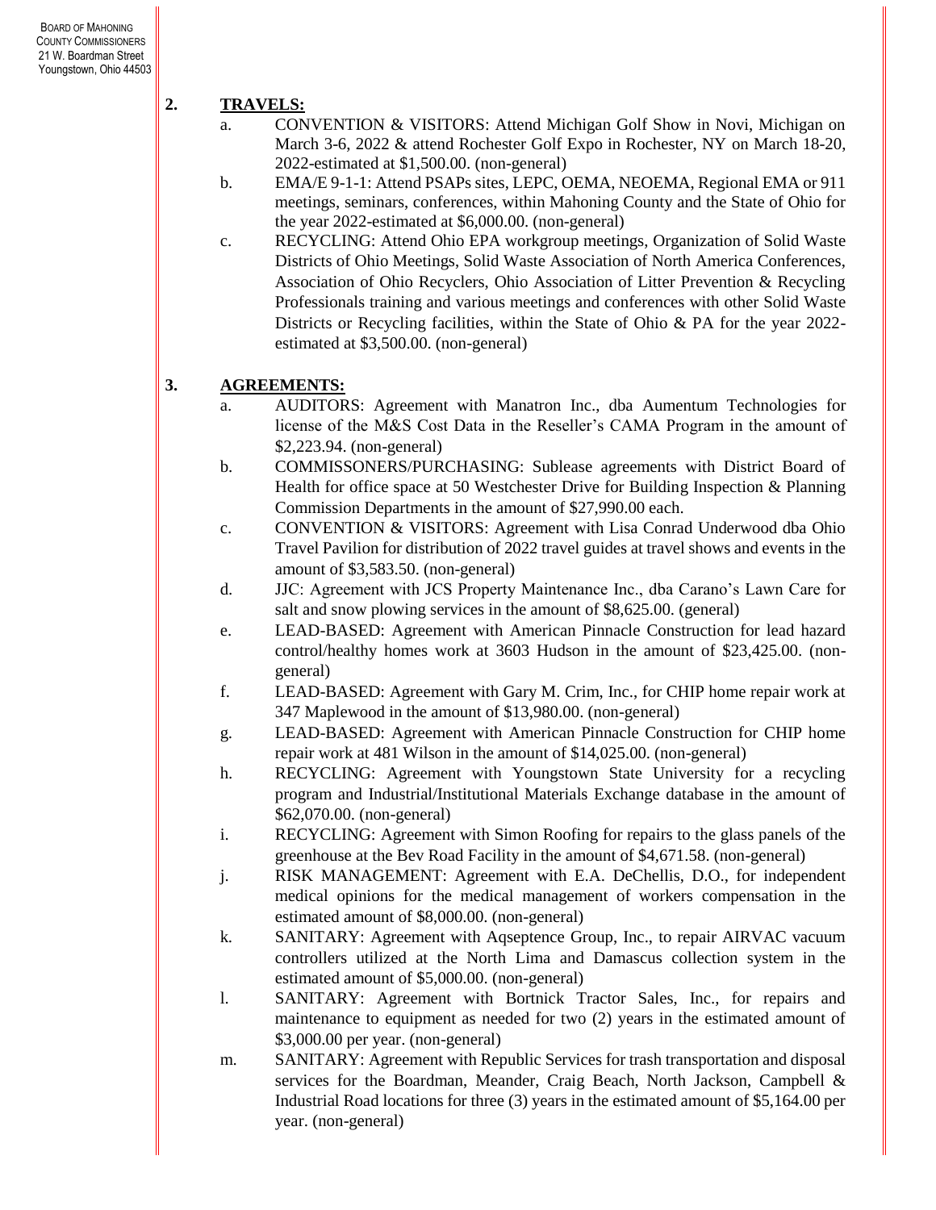**2.** **TRAVELS:**

a. CONVENTION & VISITORS: Attend Michigan Golf Show in Novi, Michigan on March 3-6, 2022 & attend Rochester Golf Expo in Rochester, NY on March 18-20, 2022-estimated at $1,500.00. (non-general)

b. EMA/E 9-1-1: Attend PSAPs sites, LEPC, OEMA, NEOEMA, Regional EMA or 911 meetings, seminars, conferences, within Mahoning County and the State of Ohio for the year 2022-estimated at $6,000.00. (non-general)

c. RECYCLING: Attend Ohio EPA workgroup meetings, Organization of Solid Waste Districts of Ohio Meetings, Solid Waste Association of North America Conferences, Association of Ohio Recyclers, Ohio Association of Litter Prevention & Recycling Professionals training and various meetings and conferences with other Solid Waste Districts or Recycling facilities, within the State of Ohio & PA for the year 2022-estimated at $3,500.00. (non-general)

**3.** **AGREEMENTS:**

a. AUDITORS: Agreement with Manatron Inc., dba Aumentum Technologies for license of the M&S Cost Data in the Reseller's CAMA Program in the amount of $2,223.94. (non-general)

b. COMMISSONERS/PURCHASING: Sublease agreements with District Board of Health for office space at 50 Westchester Drive for Building Inspection & Planning Commission Departments in the amount of $27,990.00 each.

c. CONVENTION & VISITORS: Agreement with Lisa Conrad Underwood dba Ohio Travel Pavilion for distribution of 2022 travel guides at travel shows and events in the amount of $3,583.50. (non-general)

d. JJC: Agreement with JCS Property Maintenance Inc., dba Carano's Lawn Care for salt and snow plowing services in the amount of $8,625.00. (general)

e. LEAD-BASED: Agreement with American Pinnacle Construction for lead hazard control/healthy homes work at 3603 Hudson in the amount of $23,425.00. (non-general)

f. LEAD-BASED: Agreement with Gary M. Crim, Inc., for CHIP home repair work at 347 Maplewood in the amount of $13,980.00. (non-general)

g. LEAD-BASED: Agreement with American Pinnacle Construction for CHIP home repair work at 481 Wilson in the amount of $14,025.00. (non-general)

h. RECYCLING: Agreement with Youngstown State University for a recycling program and Industrial/Institutional Materials Exchange database in the amount of $62,070.00. (non-general)

i. RECYCLING: Agreement with Simon Roofing for repairs to the glass panels of the greenhouse at the Bev Road Facility in the amount of $4,671.58. (non-general)

j. RISK MANAGEMENT: Agreement with E.A. DeChellis, D.O., for independent medical opinions for the medical management of workers compensation in the estimated amount of $8,000.00. (non-general)

k. SANITARY: Agreement with Aqseptence Group, Inc., to repair AIRVAC vacuum controllers utilized at the North Lima and Damascus collection system in the estimated amount of $5,000.00. (non-general)

l. SANITARY: Agreement with Bortnick Tractor Sales, Inc., for repairs and maintenance to equipment as needed for two (2) years in the estimated amount of $3,000.00 per year. (non-general)

m. SANITARY: Agreement with Republic Services for trash transportation and disposal services for the Boardman, Meander, Craig Beach, North Jackson, Campbell & Industrial Road locations for three (3) years in the estimated amount of $5,164.00 per year. (non-general)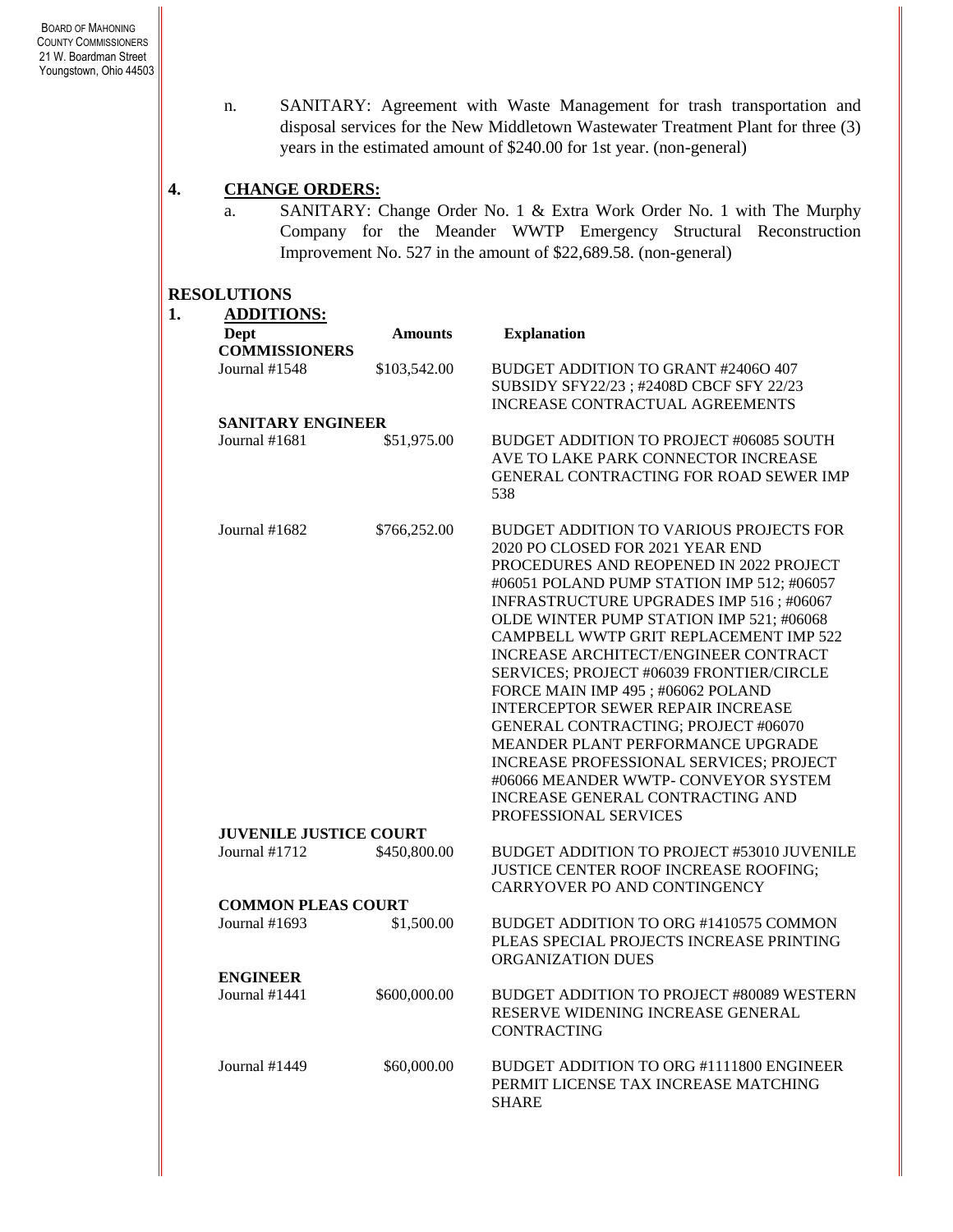n. SANITARY: Agreement with Waste Management for trash transportation and disposal services for the New Middletown Wastewater Treatment Plant for three (3) years in the estimated amount of $240.00 for 1st year. (non-general)

**4. CHANGE ORDERS:**

a. SANITARY: Change Order No. 1 & Extra Work Order No. 1 with The Murphy Company for the Meander WWTP Emergency Structural Reconstruction Improvement No. 527 in the amount of $22,689.58. (non-general)

**RESOLUTIONS**

**1. ADDITIONS:**

| Dept | Amounts | Explanation |
|---|---|---|
| **COMMISSIONERS** | | |
| Journal #1548 | $103,542.00 | BUDGET ADDITION TO GRANT #2406O 407 SUBSIDY SFY22/23 ; #2408D CBCF SFY 22/23 INCREASE CONTRACTUAL AGREEMENTS |
| **SANITARY ENGINEER** | | |
| Journal #1681 | $51,975.00 | BUDGET ADDITION TO PROJECT #06085 SOUTH AVE TO LAKE PARK CONNECTOR INCREASE GENERAL CONTRACTING FOR ROAD SEWER IMP 538 |
| Journal #1682 | $766,252.00 | BUDGET ADDITION TO VARIOUS PROJECTS FOR 2020 PO CLOSED FOR 2021 YEAR END PROCEDURES AND REOPENED IN 2022 PROJECT #06051 POLAND PUMP STATION IMP 512; #06057 INFRASTRUCTURE UPGRADES IMP 516 ; #06067 OLDE WINTER PUMP STATION IMP 521; #06068 CAMPBELL WWTP GRIT REPLACEMENT IMP 522 INCREASE ARCHITECT/ENGINEER CONTRACT SERVICES; PROJECT #06039 FRONTIER/CIRCLE FORCE MAIN IMP 495 ; #06062 POLAND INTERCEPTOR SEWER REPAIR INCREASE GENERAL CONTRACTING; PROJECT #06070 MEANDER PLANT PERFORMANCE UPGRADE INCREASE PROFESSIONAL SERVICES; PROJECT #06066 MEANDER WWTP- CONVEYOR SYSTEM INCREASE GENERAL CONTRACTING AND PROFESSIONAL SERVICES |
| **JUVENILE JUSTICE COURT** | | |
| Journal #1712 | $450,800.00 | BUDGET ADDITION TO PROJECT #53010 JUVENILE JUSTICE CENTER ROOF INCREASE ROOFING; CARRYOVER PO AND CONTINGENCY |
| **COMMON PLEAS COURT** | | |
| Journal #1693 | $1,500.00 | BUDGET ADDITION TO ORG #1410575 COMMON PLEAS SPECIAL PROJECTS INCREASE PRINTING ORGANIZATION DUES |
| **ENGINEER** | | |
| Journal #1441 | $600,000.00 | BUDGET ADDITION TO PROJECT #80089 WESTERN RESERVE WIDENING INCREASE GENERAL CONTRACTING |
| Journal #1449 | $60,000.00 | BUDGET ADDITION TO ORG #1111800 ENGINEER PERMIT LICENSE TAX INCREASE MATCHING SHARE |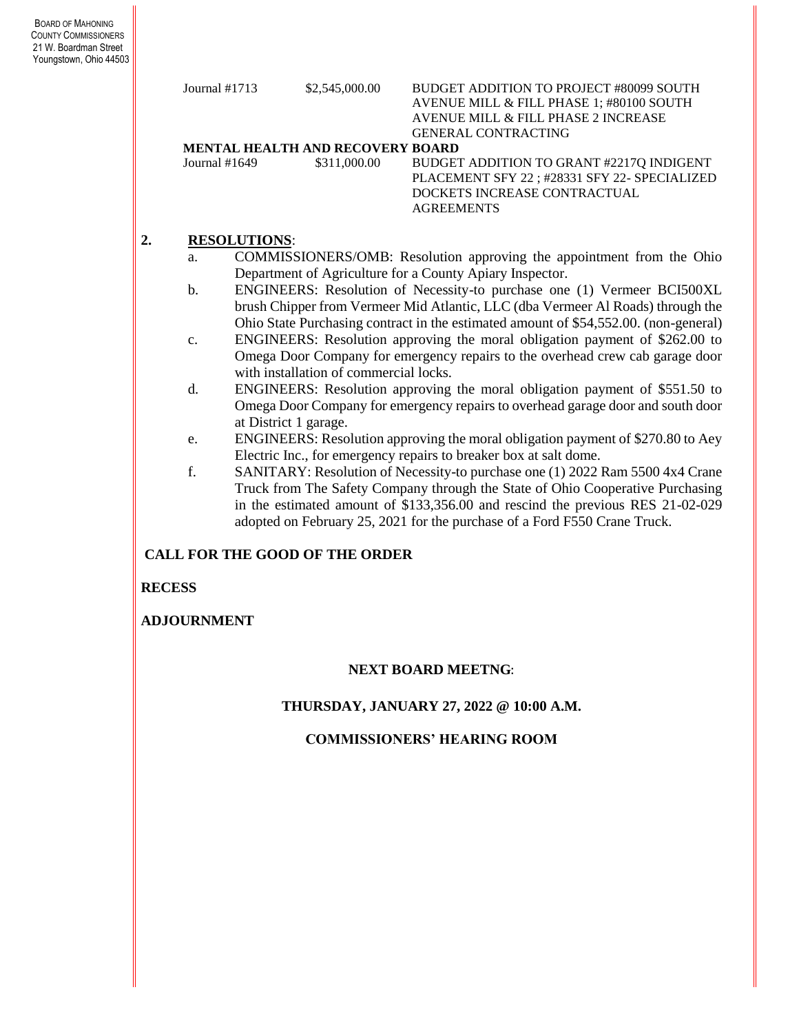| | | |
|---|---|---|
| Journal #1713 | $2,545,000.00 | BUDGET ADDITION TO PROJECT #80099 SOUTH AVENUE MILL & FILL PHASE 1; #80100 SOUTH AVENUE MILL & FILL PHASE 2 INCREASE GENERAL CONTRACTING |
| **MENTAL HEALTH AND RECOVERY BOARD** | | |
| Journal #1649 | $311,000.00 | BUDGET ADDITION TO GRANT #2217Q INDIGENT PLACEMENT SFY 22 ; #28331 SFY 22- SPECIALIZED DOCKETS INCREASE CONTRACTUAL AGREEMENTS |

**2. RESOLUTIONS:**

a. COMMISSIONERS/OMB: Resolution approving the appointment from the Ohio Department of Agriculture for a County Apiary Inspector.

b. ENGINEERS: Resolution of Necessity-to purchase one (1) Vermeer BCI500XL brush Chipper from Vermeer Mid Atlantic, LLC (dba Vermeer Al Roads) through the Ohio State Purchasing contract in the estimated amount of $54,552.00. (non-general)

c. ENGINEERS: Resolution approving the moral obligation payment of $262.00 to Omega Door Company for emergency repairs to the overhead crew cab garage door with installation of commercial locks.

d. ENGINEERS: Resolution approving the moral obligation payment of $551.50 to Omega Door Company for emergency repairs to overhead garage door and south door at District 1 garage.

e. ENGINEERS: Resolution approving the moral obligation payment of $270.80 to Aey Electric Inc., for emergency repairs to breaker box at salt dome.

f. SANITARY: Resolution of Necessity-to purchase one (1) 2022 Ram 5500 4x4 Crane Truck from The Safety Company through the State of Ohio Cooperative Purchasing in the estimated amount of $133,356.00 and rescind the previous RES 21-02-029 adopted on February 25, 2021 for the purchase of a Ford F550 Crane Truck.

**CALL FOR THE GOOD OF THE ORDER**

**RECESS**

**ADJOURNMENT**

**NEXT BOARD MEETNG:**

**THURSDAY, JANUARY 27, 2022 @ 10:00 A.M.**

**COMMISSIONERS' HEARING ROOM**